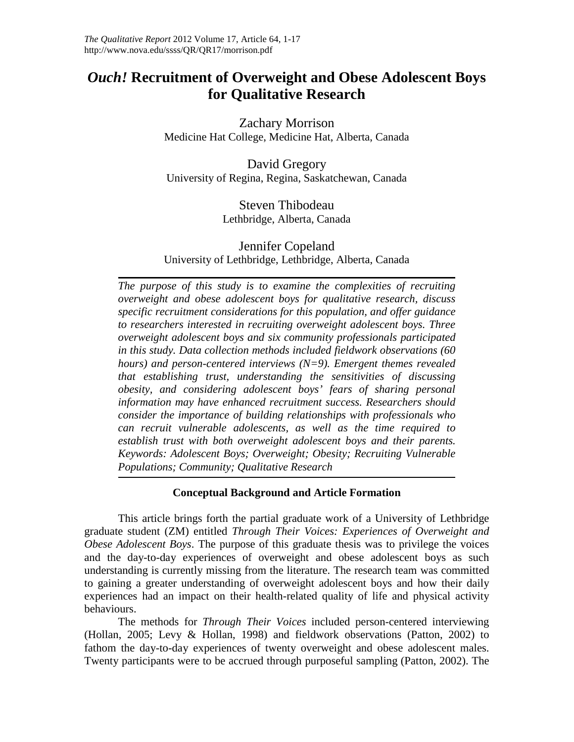# *Ouch!* Recruitment of Overweight and Obese Adolescent Boys for Qualitative Research

Zachary Morrison
Medicine Hat College, Medicine Hat, Alberta, Canada

David Gregory
University of Regina, Regina, Saskatchewan, Canada

Steven Thibodeau
Lethbridge, Alberta, Canada

Jennifer Copeland
University of Lethbridge, Lethbridge, Alberta, Canada

*The purpose of this study is to examine the complexities of recruiting overweight and obese adolescent boys for qualitative research, discuss specific recruitment considerations for this population, and offer guidance to researchers interested in recruiting overweight adolescent boys. Three overweight adolescent boys and six community professionals participated in this study. Data collection methods included fieldwork observations (60 hours) and person-centered interviews (N=9). Emergent themes revealed that establishing trust, understanding the sensitivities of discussing obesity, and considering adolescent boys' fears of sharing personal information may have enhanced recruitment success. Researchers should consider the importance of building relationships with professionals who can recruit vulnerable adolescents, as well as the time required to establish trust with both overweight adolescent boys and their parents. Keywords: Adolescent Boys; Overweight; Obesity; Recruiting Vulnerable Populations; Community; Qualitative Research*

## Conceptual Background and Article Formation

This article brings forth the partial graduate work of a University of Lethbridge graduate student (ZM) entitled *Through Their Voices: Experiences of Overweight and Obese Adolescent Boys*. The purpose of this graduate thesis was to privilege the voices and the day-to-day experiences of overweight and obese adolescent boys as such understanding is currently missing from the literature. The research team was committed to gaining a greater understanding of overweight adolescent boys and how their daily experiences had an impact on their health-related quality of life and physical activity behaviours.

The methods for *Through Their Voices* included person-centered interviewing (Hollan, 2005; Levy & Hollan, 1998) and fieldwork observations (Patton, 2002) to fathom the day-to-day experiences of twenty overweight and obese adolescent males. Twenty participants were to be accrued through purposeful sampling (Patton, 2002). The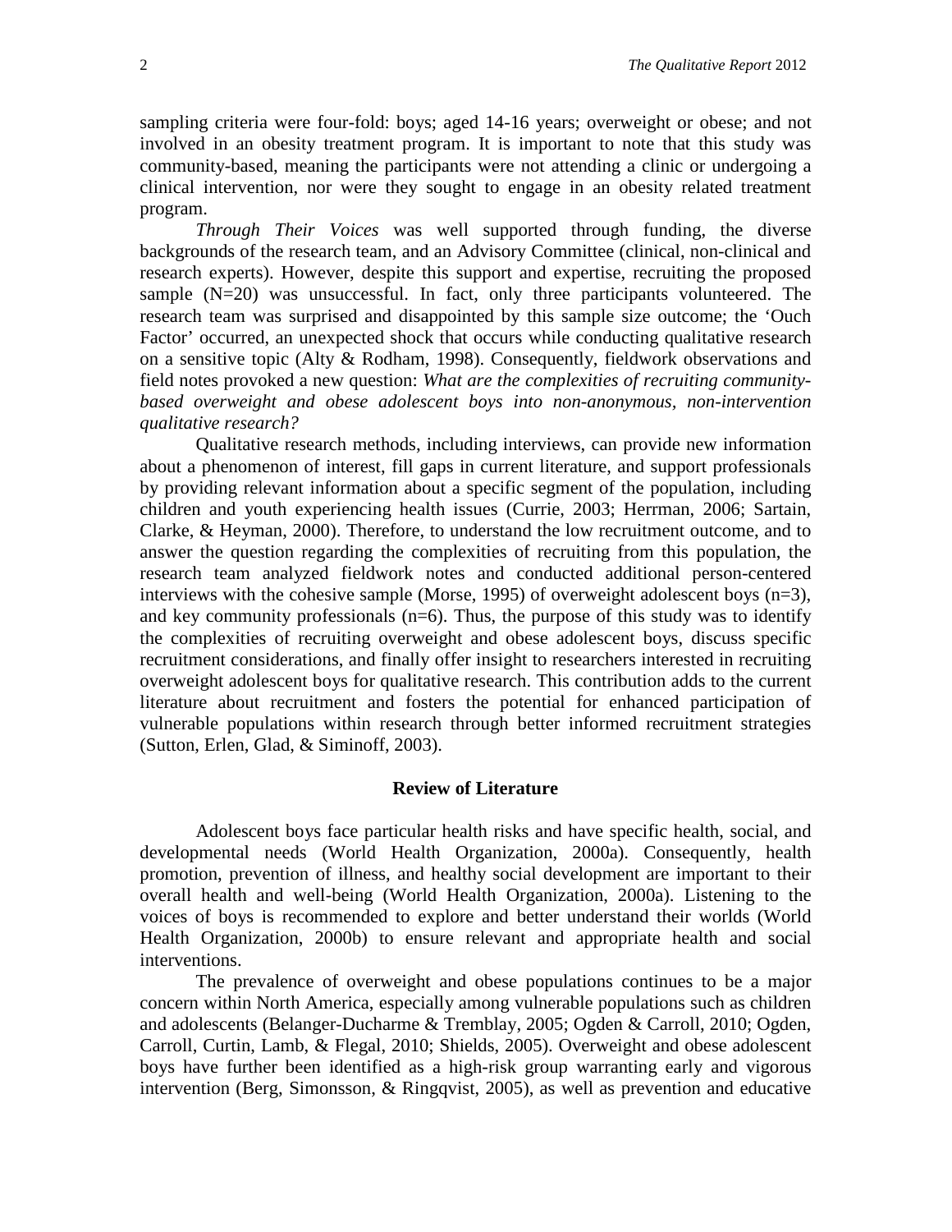sampling criteria were four-fold: boys; aged 14-16 years; overweight or obese; and not involved in an obesity treatment program. It is important to note that this study was community-based, meaning the participants were not attending a clinic or undergoing a clinical intervention, nor were they sought to engage in an obesity related treatment program.

*Through Their Voices* was well supported through funding, the diverse backgrounds of the research team, and an Advisory Committee (clinical, non-clinical and research experts). However, despite this support and expertise, recruiting the proposed sample (N=20) was unsuccessful. In fact, only three participants volunteered. The research team was surprised and disappointed by this sample size outcome; the 'Ouch Factor' occurred, an unexpected shock that occurs while conducting qualitative research on a sensitive topic (Alty & Rodham, 1998). Consequently, fieldwork observations and field notes provoked a new question: *What are the complexities of recruiting community-based overweight and obese adolescent boys into non-anonymous, non-intervention qualitative research?*

Qualitative research methods, including interviews, can provide new information about a phenomenon of interest, fill gaps in current literature, and support professionals by providing relevant information about a specific segment of the population, including children and youth experiencing health issues (Currie, 2003; Herrman, 2006; Sartain, Clarke, & Heyman, 2000). Therefore, to understand the low recruitment outcome, and to answer the question regarding the complexities of recruiting from this population, the research team analyzed fieldwork notes and conducted additional person-centered interviews with the cohesive sample (Morse, 1995) of overweight adolescent boys (n=3), and key community professionals (n=6). Thus, the purpose of this study was to identify the complexities of recruiting overweight and obese adolescent boys, discuss specific recruitment considerations, and finally offer insight to researchers interested in recruiting overweight adolescent boys for qualitative research. This contribution adds to the current literature about recruitment and fosters the potential for enhanced participation of vulnerable populations within research through better informed recruitment strategies (Sutton, Erlen, Glad, & Siminoff, 2003).

## Review of Literature

Adolescent boys face particular health risks and have specific health, social, and developmental needs (World Health Organization, 2000a). Consequently, health promotion, prevention of illness, and healthy social development are important to their overall health and well-being (World Health Organization, 2000a). Listening to the voices of boys is recommended to explore and better understand their worlds (World Health Organization, 2000b) to ensure relevant and appropriate health and social interventions.

The prevalence of overweight and obese populations continues to be a major concern within North America, especially among vulnerable populations such as children and adolescents (Belanger-Ducharme & Tremblay, 2005; Ogden & Carroll, 2010; Ogden, Carroll, Curtin, Lamb, & Flegal, 2010; Shields, 2005). Overweight and obese adolescent boys have further been identified as a high-risk group warranting early and vigorous intervention (Berg, Simonsson, & Ringqvist, 2005), as well as prevention and educative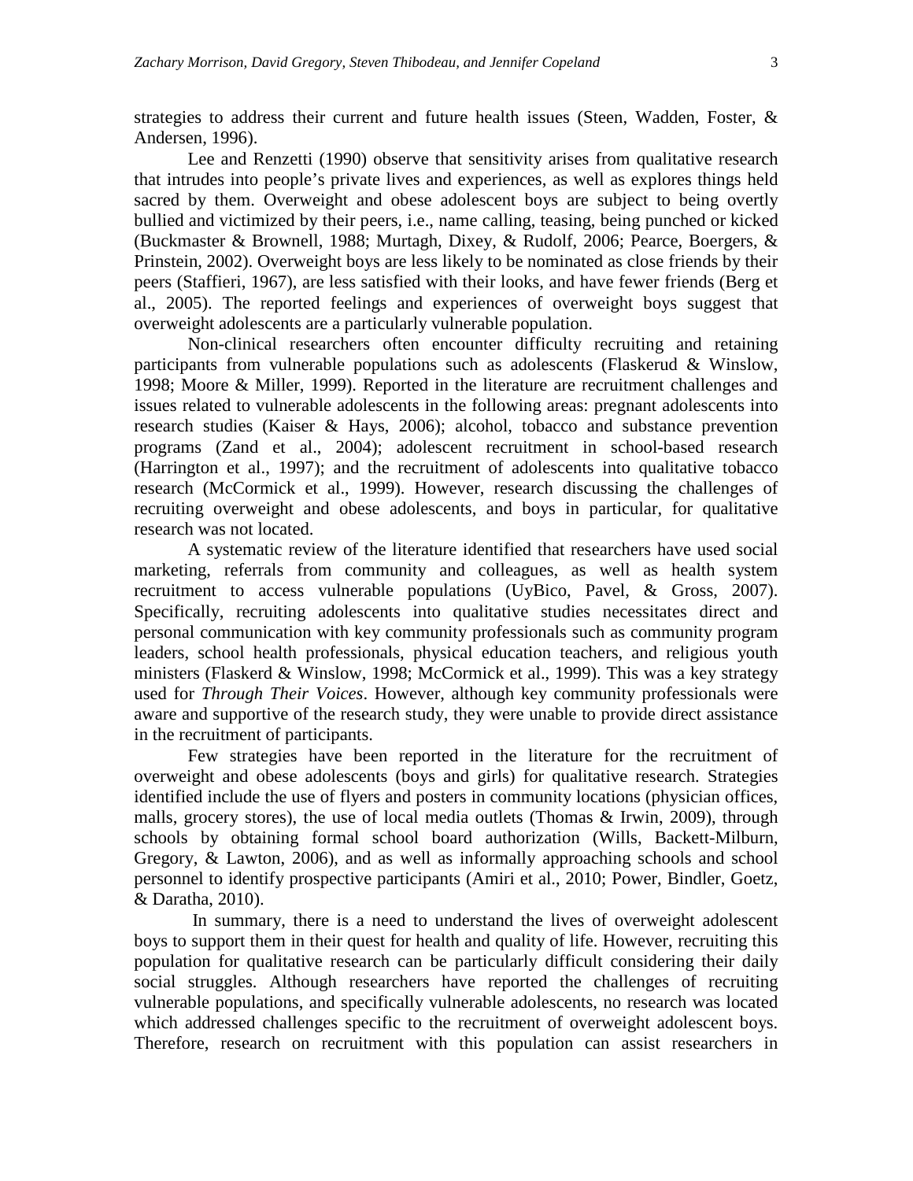strategies to address their current and future health issues (Steen, Wadden, Foster, & Andersen, 1996).

Lee and Renzetti (1990) observe that sensitivity arises from qualitative research that intrudes into people's private lives and experiences, as well as explores things held sacred by them. Overweight and obese adolescent boys are subject to being overtly bullied and victimized by their peers, i.e., name calling, teasing, being punched or kicked (Buckmaster & Brownell, 1988; Murtagh, Dixey, & Rudolf, 2006; Pearce, Boergers, & Prinstein, 2002). Overweight boys are less likely to be nominated as close friends by their peers (Staffieri, 1967), are less satisfied with their looks, and have fewer friends (Berg et al., 2005). The reported feelings and experiences of overweight boys suggest that overweight adolescents are a particularly vulnerable population.

Non-clinical researchers often encounter difficulty recruiting and retaining participants from vulnerable populations such as adolescents (Flaskerud & Winslow, 1998; Moore & Miller, 1999). Reported in the literature are recruitment challenges and issues related to vulnerable adolescents in the following areas: pregnant adolescents into research studies (Kaiser & Hays, 2006); alcohol, tobacco and substance prevention programs (Zand et al., 2004); adolescent recruitment in school-based research (Harrington et al., 1997); and the recruitment of adolescents into qualitative tobacco research (McCormick et al., 1999). However, research discussing the challenges of recruiting overweight and obese adolescents, and boys in particular, for qualitative research was not located.

A systematic review of the literature identified that researchers have used social marketing, referrals from community and colleagues, as well as health system recruitment to access vulnerable populations (UyBico, Pavel, & Gross, 2007). Specifically, recruiting adolescents into qualitative studies necessitates direct and personal communication with key community professionals such as community program leaders, school health professionals, physical education teachers, and religious youth ministers (Flaskerd & Winslow, 1998; McCormick et al., 1999). This was a key strategy used for *Through Their Voices*. However, although key community professionals were aware and supportive of the research study, they were unable to provide direct assistance in the recruitment of participants.

Few strategies have been reported in the literature for the recruitment of overweight and obese adolescents (boys and girls) for qualitative research. Strategies identified include the use of flyers and posters in community locations (physician offices, malls, grocery stores), the use of local media outlets (Thomas & Irwin, 2009), through schools by obtaining formal school board authorization (Wills, Backett-Milburn, Gregory, & Lawton, 2006), and as well as informally approaching schools and school personnel to identify prospective participants (Amiri et al., 2010; Power, Bindler, Goetz, & Daratha, 2010).

In summary, there is a need to understand the lives of overweight adolescent boys to support them in their quest for health and quality of life. However, recruiting this population for qualitative research can be particularly difficult considering their daily social struggles. Although researchers have reported the challenges of recruiting vulnerable populations, and specifically vulnerable adolescents, no research was located which addressed challenges specific to the recruitment of overweight adolescent boys. Therefore, research on recruitment with this population can assist researchers in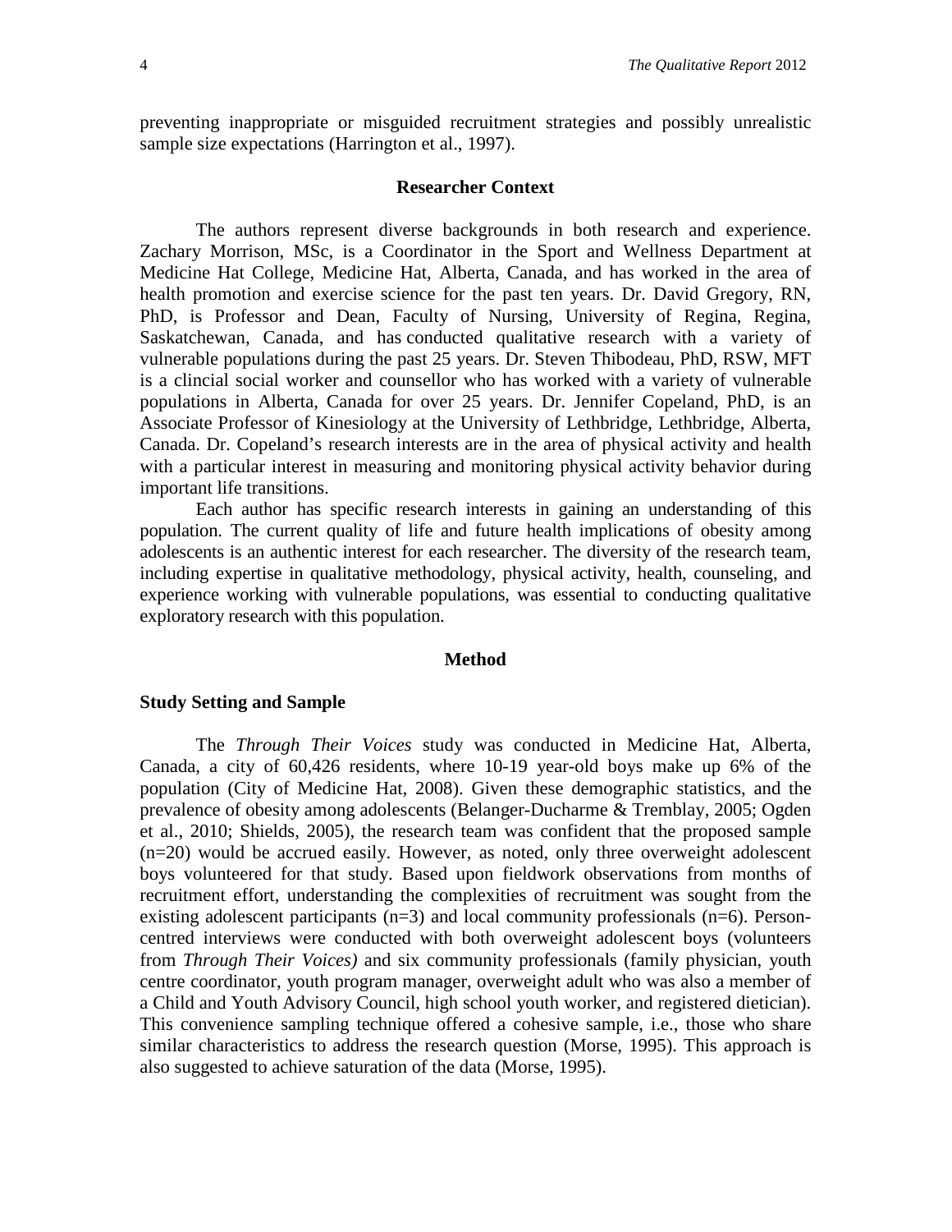preventing inappropriate or misguided recruitment strategies and possibly unrealistic sample size expectations (Harrington et al., 1997).

## Researcher Context

The authors represent diverse backgrounds in both research and experience. Zachary Morrison, MSc, is a Coordinator in the Sport and Wellness Department at Medicine Hat College, Medicine Hat, Alberta, Canada, and has worked in the area of health promotion and exercise science for the past ten years. Dr. David Gregory, RN, PhD, is Professor and Dean, Faculty of Nursing, University of Regina, Regina, Saskatchewan, Canada, and has conducted qualitative research with a variety of vulnerable populations during the past 25 years. Dr. Steven Thibodeau, PhD, RSW, MFT is a clincial social worker and counsellor who has worked with a variety of vulnerable populations in Alberta, Canada for over 25 years. Dr. Jennifer Copeland, PhD, is an Associate Professor of Kinesiology at the University of Lethbridge, Lethbridge, Alberta, Canada. Dr. Copeland's research interests are in the area of physical activity and health with a particular interest in measuring and monitoring physical activity behavior during important life transitions.

Each author has specific research interests in gaining an understanding of this population. The current quality of life and future health implications of obesity among adolescents is an authentic interest for each researcher. The diversity of the research team, including expertise in qualitative methodology, physical activity, health, counseling, and experience working with vulnerable populations, was essential to conducting qualitative exploratory research with this population.

## Method

### Study Setting and Sample

The *Through Their Voices* study was conducted in Medicine Hat, Alberta, Canada, a city of 60,426 residents, where 10-19 year-old boys make up 6% of the population (City of Medicine Hat, 2008). Given these demographic statistics, and the prevalence of obesity among adolescents (Belanger-Ducharme & Tremblay, 2005; Ogden et al., 2010; Shields, 2005), the research team was confident that the proposed sample (n=20) would be accrued easily. However, as noted, only three overweight adolescent boys volunteered for that study. Based upon fieldwork observations from months of recruitment effort, understanding the complexities of recruitment was sought from the existing adolescent participants (n=3) and local community professionals (n=6). Person-centred interviews were conducted with both overweight adolescent boys (volunteers from *Through Their Voices)* and six community professionals (family physician, youth centre coordinator, youth program manager, overweight adult who was also a member of a Child and Youth Advisory Council, high school youth worker, and registered dietician). This convenience sampling technique offered a cohesive sample, i.e., those who share similar characteristics to address the research question (Morse, 1995). This approach is also suggested to achieve saturation of the data (Morse, 1995).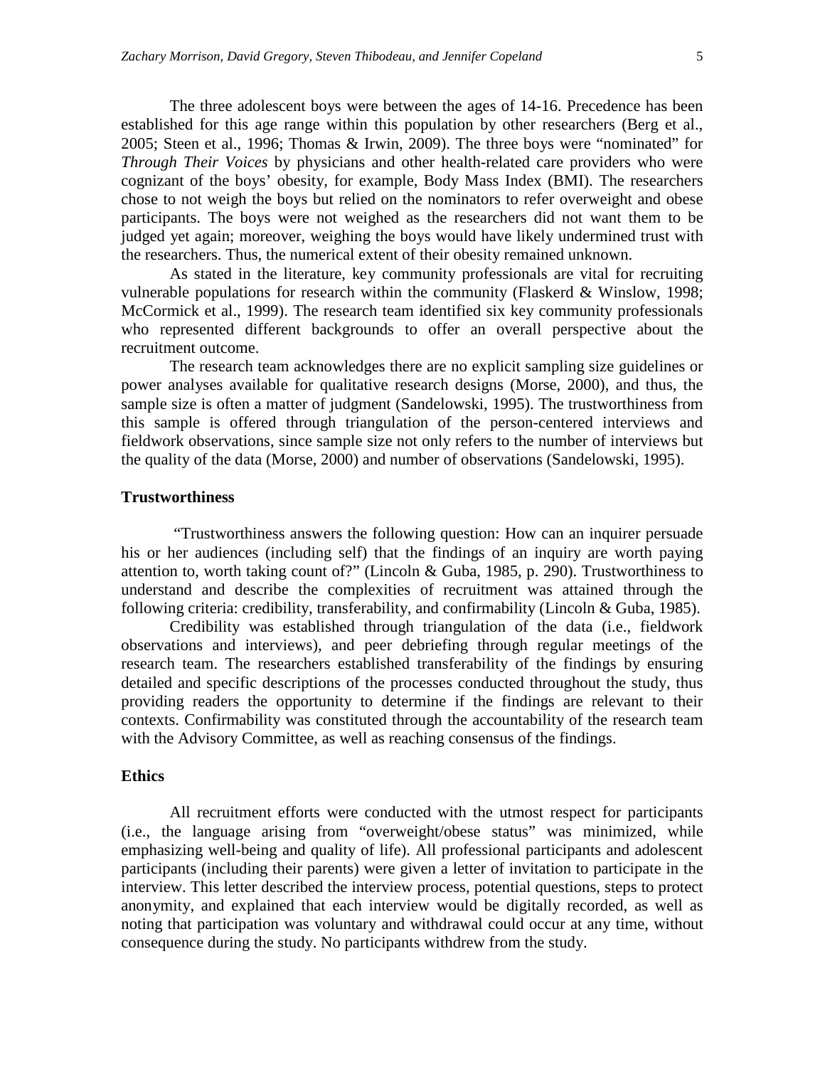The three adolescent boys were between the ages of 14-16. Precedence has been established for this age range within this population by other researchers (Berg et al., 2005; Steen et al., 1996; Thomas & Irwin, 2009). The three boys were "nominated" for *Through Their Voices* by physicians and other health-related care providers who were cognizant of the boys' obesity, for example, Body Mass Index (BMI). The researchers chose to not weigh the boys but relied on the nominators to refer overweight and obese participants. The boys were not weighed as the researchers did not want them to be judged yet again; moreover, weighing the boys would have likely undermined trust with the researchers. Thus, the numerical extent of their obesity remained unknown.

As stated in the literature, key community professionals are vital for recruiting vulnerable populations for research within the community (Flaskerd & Winslow, 1998; McCormick et al., 1999). The research team identified six key community professionals who represented different backgrounds to offer an overall perspective about the recruitment outcome.

The research team acknowledges there are no explicit sampling size guidelines or power analyses available for qualitative research designs (Morse, 2000), and thus, the sample size is often a matter of judgment (Sandelowski, 1995). The trustworthiness from this sample is offered through triangulation of the person-centered interviews and fieldwork observations, since sample size not only refers to the number of interviews but the quality of the data (Morse, 2000) and number of observations (Sandelowski, 1995).

## Trustworthiness

"Trustworthiness answers the following question: How can an inquirer persuade his or her audiences (including self) that the findings of an inquiry are worth paying attention to, worth taking count of?" (Lincoln & Guba, 1985, p. 290). Trustworthiness to understand and describe the complexities of recruitment was attained through the following criteria: credibility, transferability, and confirmability (Lincoln & Guba, 1985).

Credibility was established through triangulation of the data (i.e., fieldwork observations and interviews), and peer debriefing through regular meetings of the research team. The researchers established transferability of the findings by ensuring detailed and specific descriptions of the processes conducted throughout the study, thus providing readers the opportunity to determine if the findings are relevant to their contexts. Confirmability was constituted through the accountability of the research team with the Advisory Committee, as well as reaching consensus of the findings.

## Ethics

All recruitment efforts were conducted with the utmost respect for participants (i.e., the language arising from "overweight/obese status" was minimized, while emphasizing well-being and quality of life). All professional participants and adolescent participants (including their parents) were given a letter of invitation to participate in the interview. This letter described the interview process, potential questions, steps to protect anonymity, and explained that each interview would be digitally recorded, as well as noting that participation was voluntary and withdrawal could occur at any time, without consequence during the study. No participants withdrew from the study.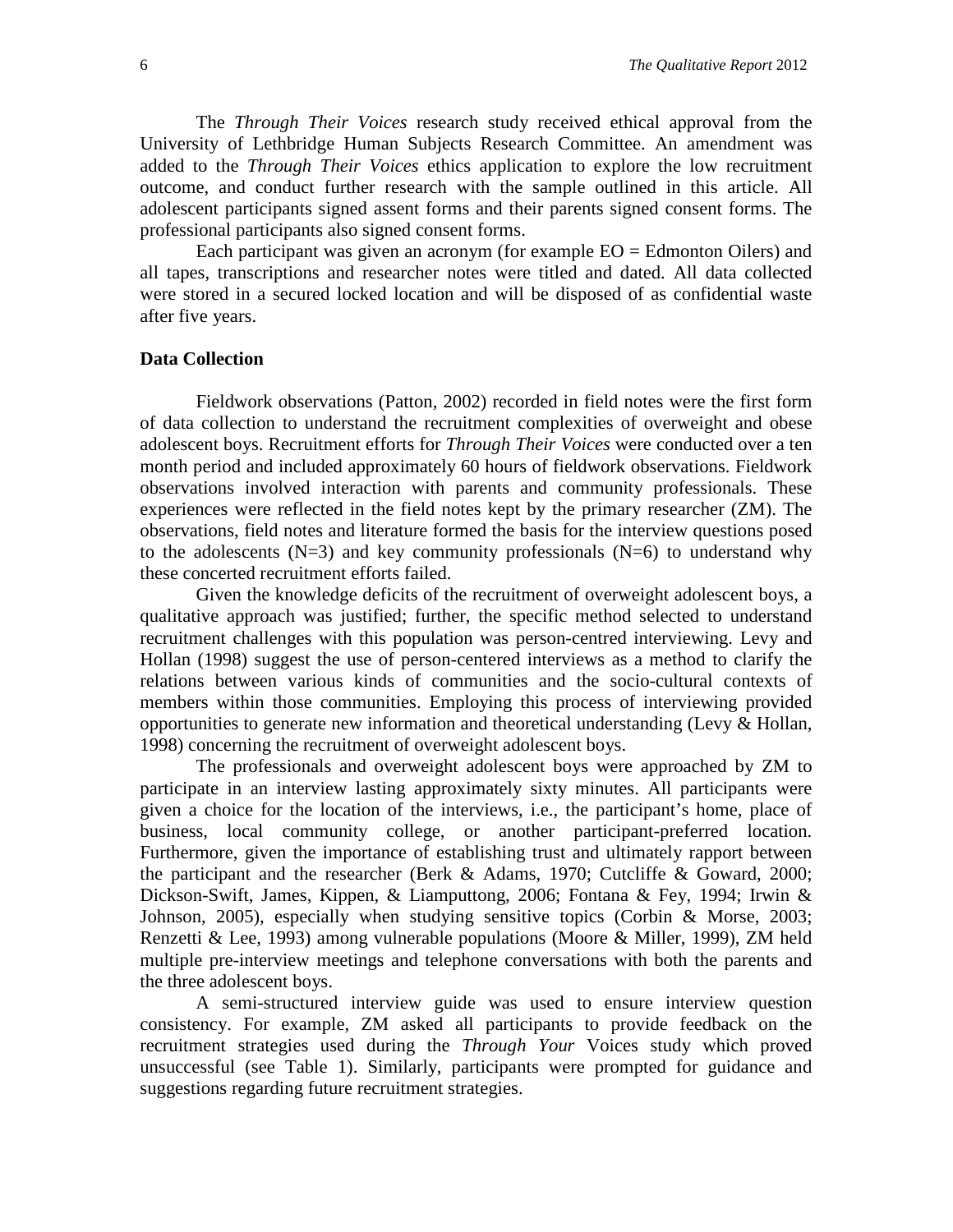The *Through Their Voices* research study received ethical approval from the University of Lethbridge Human Subjects Research Committee. An amendment was added to the *Through Their Voices* ethics application to explore the low recruitment outcome, and conduct further research with the sample outlined in this article. All adolescent participants signed assent forms and their parents signed consent forms. The professional participants also signed consent forms.

Each participant was given an acronym (for example EO = Edmonton Oilers) and all tapes, transcriptions and researcher notes were titled and dated. All data collected were stored in a secured locked location and will be disposed of as confidential waste after five years.

### Data Collection

Fieldwork observations (Patton, 2002) recorded in field notes were the first form of data collection to understand the recruitment complexities of overweight and obese adolescent boys. Recruitment efforts for *Through Their Voices* were conducted over a ten month period and included approximately 60 hours of fieldwork observations. Fieldwork observations involved interaction with parents and community professionals. These experiences were reflected in the field notes kept by the primary researcher (ZM). The observations, field notes and literature formed the basis for the interview questions posed to the adolescents (N=3) and key community professionals (N=6) to understand why these concerted recruitment efforts failed.

Given the knowledge deficits of the recruitment of overweight adolescent boys, a qualitative approach was justified; further, the specific method selected to understand recruitment challenges with this population was person-centred interviewing. Levy and Hollan (1998) suggest the use of person-centered interviews as a method to clarify the relations between various kinds of communities and the socio-cultural contexts of members within those communities. Employing this process of interviewing provided opportunities to generate new information and theoretical understanding (Levy & Hollan, 1998) concerning the recruitment of overweight adolescent boys.

The professionals and overweight adolescent boys were approached by ZM to participate in an interview lasting approximately sixty minutes. All participants were given a choice for the location of the interviews, i.e., the participant's home, place of business, local community college, or another participant-preferred location. Furthermore, given the importance of establishing trust and ultimately rapport between the participant and the researcher (Berk & Adams, 1970; Cutcliffe & Goward, 2000; Dickson-Swift, James, Kippen, & Liamputtong, 2006; Fontana & Fey, 1994; Irwin & Johnson, 2005), especially when studying sensitive topics (Corbin & Morse, 2003; Renzetti & Lee, 1993) among vulnerable populations (Moore & Miller, 1999), ZM held multiple pre-interview meetings and telephone conversations with both the parents and the three adolescent boys.

A semi-structured interview guide was used to ensure interview question consistency. For example, ZM asked all participants to provide feedback on the recruitment strategies used during the *Through Your* Voices study which proved unsuccessful (see Table 1). Similarly, participants were prompted for guidance and suggestions regarding future recruitment strategies.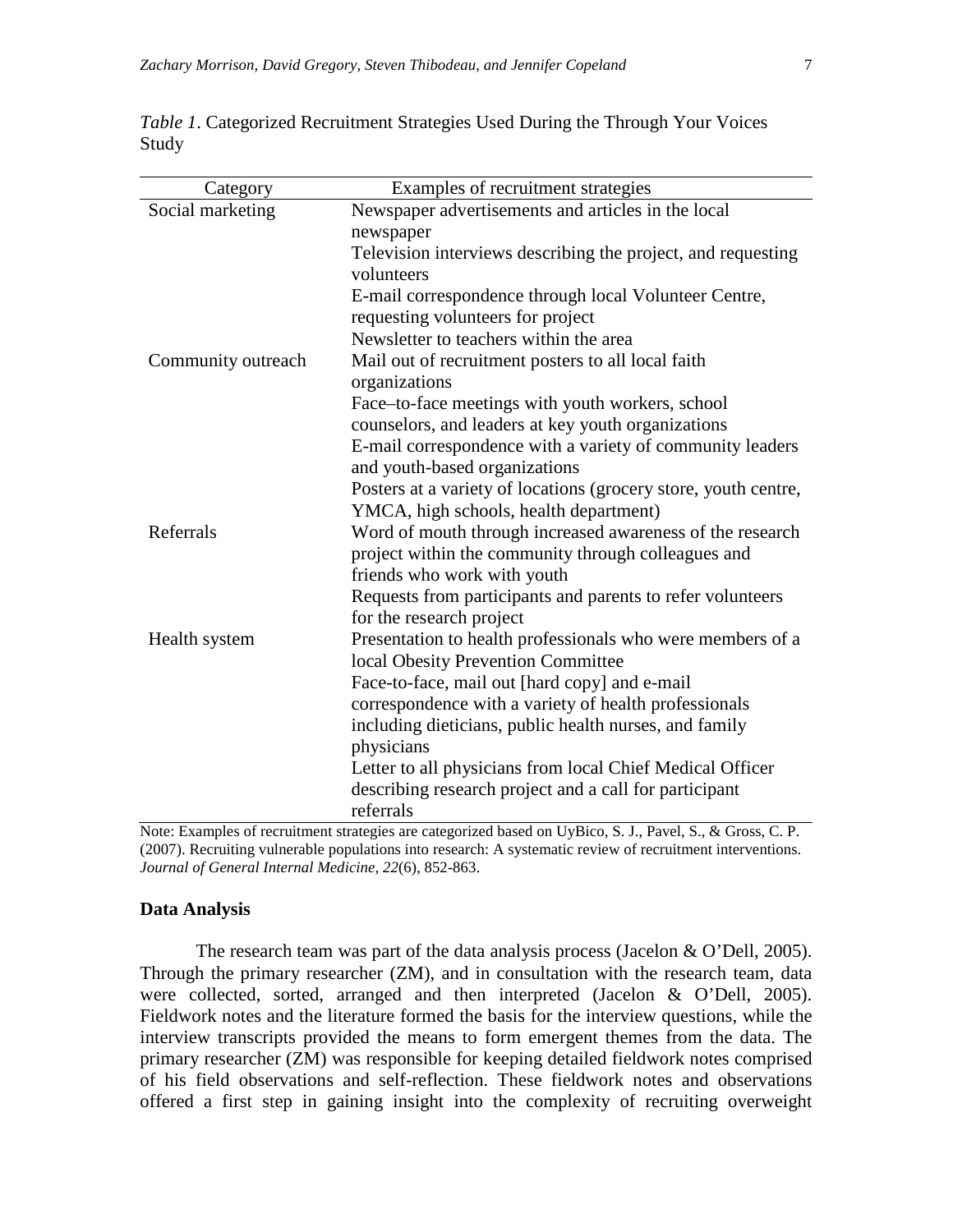*Table 1*. Categorized Recruitment Strategies Used During the Through Your Voices Study

| Category | Examples of recruitment strategies |
|---|---|
| Social marketing | Newspaper advertisements and articles in the local newspaper |
| | Television interviews describing the project, and requesting volunteers |
| | E-mail correspondence through local Volunteer Centre, requesting volunteers for project |
| | Newsletter to teachers within the area |
| Community outreach | Mail out of recruitment posters to all local faith organizations |
| | Face–to-face meetings with youth workers, school counselors, and leaders at key youth organizations |
| | E-mail correspondence with a variety of community leaders and youth-based organizations |
| | Posters at a variety of locations (grocery store, youth centre, YMCA, high schools, health department) |
| Referrals | Word of mouth through increased awareness of the research project within the community through colleagues and friends who work with youth |
| | Requests from participants and parents to refer volunteers for the research project |
| Health system | Presentation to health professionals who were members of a local Obesity Prevention Committee |
| | Face-to-face, mail out [hard copy] and e-mail correspondence with a variety of health professionals including dieticians, public health nurses, and family physicians |
| | Letter to all physicians from local Chief Medical Officer describing research project and a call for participant referrals |

Note: Examples of recruitment strategies are categorized based on UyBico, S. J., Pavel, S., & Gross, C. P. (2007). Recruiting vulnerable populations into research: A systematic review of recruitment interventions. *Journal of General Internal Medicine, 22*(6), 852-863.

### Data Analysis

The research team was part of the data analysis process (Jacelon & O'Dell, 2005). Through the primary researcher (ZM), and in consultation with the research team, data were collected, sorted, arranged and then interpreted (Jacelon & O'Dell, 2005). Fieldwork notes and the literature formed the basis for the interview questions, while the interview transcripts provided the means to form emergent themes from the data. The primary researcher (ZM) was responsible for keeping detailed fieldwork notes comprised of his field observations and self-reflection. These fieldwork notes and observations offered a first step in gaining insight into the complexity of recruiting overweight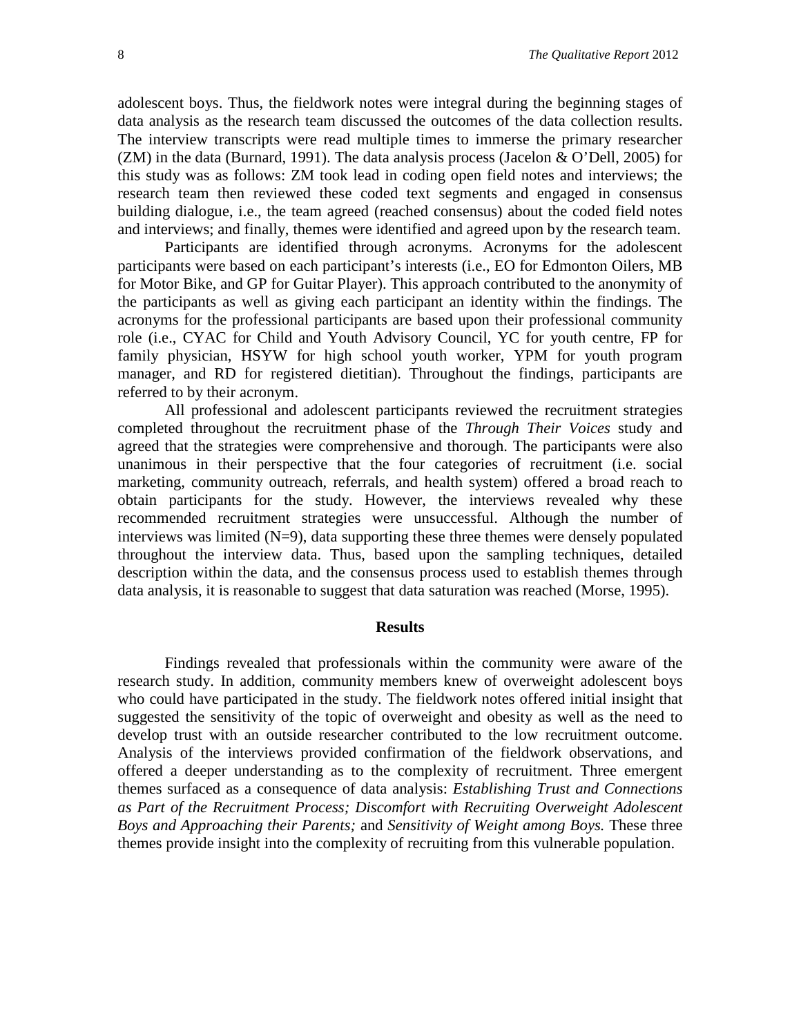adolescent boys. Thus, the fieldwork notes were integral during the beginning stages of data analysis as the research team discussed the outcomes of the data collection results. The interview transcripts were read multiple times to immerse the primary researcher (ZM) in the data (Burnard, 1991). The data analysis process (Jacelon & O'Dell, 2005) for this study was as follows: ZM took lead in coding open field notes and interviews; the research team then reviewed these coded text segments and engaged in consensus building dialogue, i.e., the team agreed (reached consensus) about the coded field notes and interviews; and finally, themes were identified and agreed upon by the research team.

Participants are identified through acronyms. Acronyms for the adolescent participants were based on each participant's interests (i.e., EO for Edmonton Oilers, MB for Motor Bike, and GP for Guitar Player). This approach contributed to the anonymity of the participants as well as giving each participant an identity within the findings. The acronyms for the professional participants are based upon their professional community role (i.e., CYAC for Child and Youth Advisory Council, YC for youth centre, FP for family physician, HSYW for high school youth worker, YPM for youth program manager, and RD for registered dietitian). Throughout the findings, participants are referred to by their acronym.

All professional and adolescent participants reviewed the recruitment strategies completed throughout the recruitment phase of the *Through Their Voices* study and agreed that the strategies were comprehensive and thorough. The participants were also unanimous in their perspective that the four categories of recruitment (i.e. social marketing, community outreach, referrals, and health system) offered a broad reach to obtain participants for the study. However, the interviews revealed why these recommended recruitment strategies were unsuccessful. Although the number of interviews was limited (N=9), data supporting these three themes were densely populated throughout the interview data. Thus, based upon the sampling techniques, detailed description within the data, and the consensus process used to establish themes through data analysis, it is reasonable to suggest that data saturation was reached (Morse, 1995).

## Results

Findings revealed that professionals within the community were aware of the research study. In addition, community members knew of overweight adolescent boys who could have participated in the study. The fieldwork notes offered initial insight that suggested the sensitivity of the topic of overweight and obesity as well as the need to develop trust with an outside researcher contributed to the low recruitment outcome. Analysis of the interviews provided confirmation of the fieldwork observations, and offered a deeper understanding as to the complexity of recruitment. Three emergent themes surfaced as a consequence of data analysis: *Establishing Trust and Connections as Part of the Recruitment Process; Discomfort with Recruiting Overweight Adolescent Boys and Approaching their Parents;* and *Sensitivity of Weight among Boys.* These three themes provide insight into the complexity of recruiting from this vulnerable population.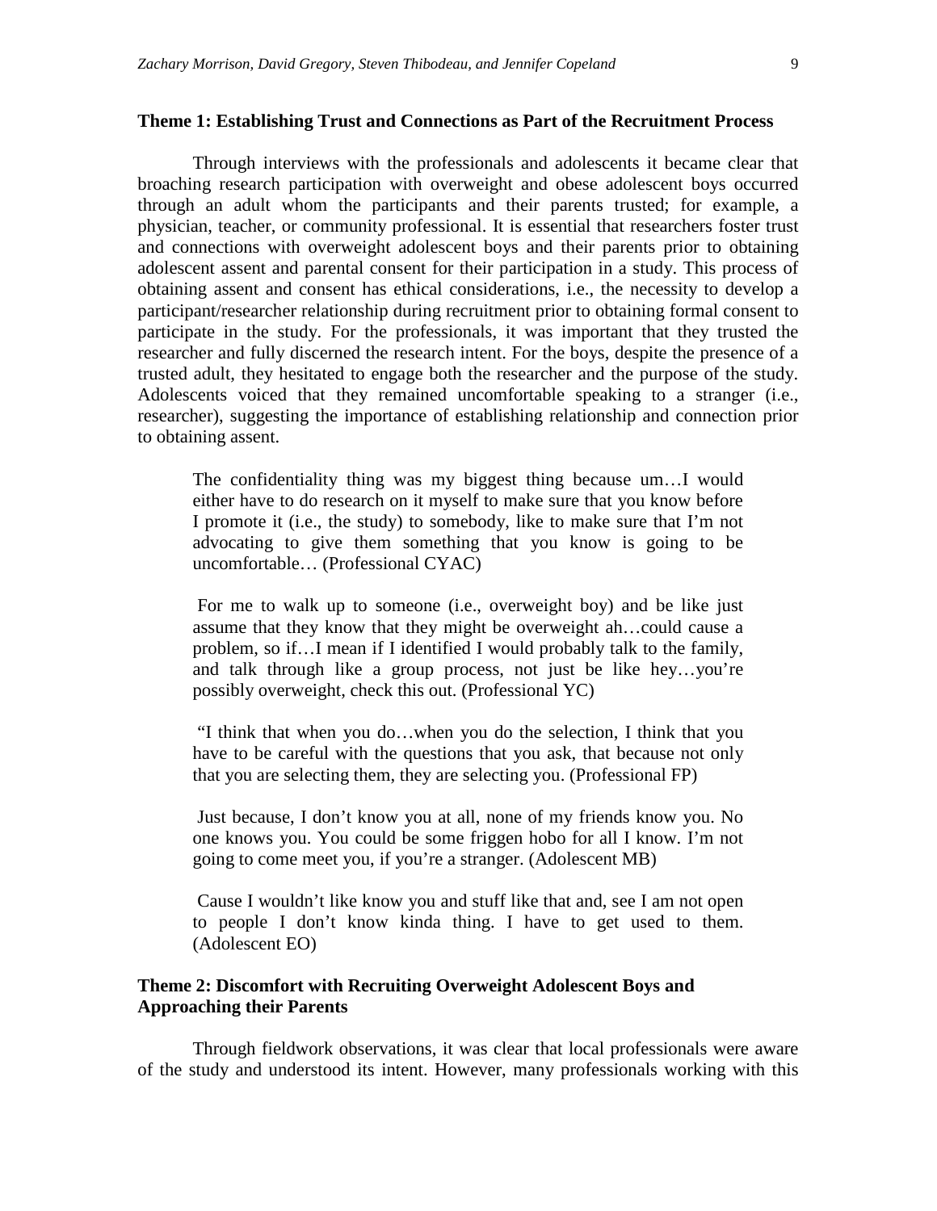### Theme 1: Establishing Trust and Connections as Part of the Recruitment Process

Through interviews with the professionals and adolescents it became clear that broaching research participation with overweight and obese adolescent boys occurred through an adult whom the participants and their parents trusted; for example, a physician, teacher, or community professional. It is essential that researchers foster trust and connections with overweight adolescent boys and their parents prior to obtaining adolescent assent and parental consent for their participation in a study. This process of obtaining assent and consent has ethical considerations, i.e., the necessity to develop a participant/researcher relationship during recruitment prior to obtaining formal consent to participate in the study. For the professionals, it was important that they trusted the researcher and fully discerned the research intent. For the boys, despite the presence of a trusted adult, they hesitated to engage both the researcher and the purpose of the study. Adolescents voiced that they remained uncomfortable speaking to a stranger (i.e., researcher), suggesting the importance of establishing relationship and connection prior to obtaining assent.

> The confidentiality thing was my biggest thing because um…I would either have to do research on it myself to make sure that you know before I promote it (i.e., the study) to somebody, like to make sure that I'm not advocating to give them something that you know is going to be uncomfortable… (Professional CYAC)

> For me to walk up to someone (i.e., overweight boy) and be like just assume that they know that they might be overweight ah…could cause a problem, so if…I mean if I identified I would probably talk to the family, and talk through like a group process, not just be like hey…you're possibly overweight, check this out. (Professional YC)

> "I think that when you do…when you do the selection, I think that you have to be careful with the questions that you ask, that because not only that you are selecting them, they are selecting you. (Professional FP)

> Just because, I don't know you at all, none of my friends know you. No one knows you. You could be some friggen hobo for all I know. I'm not going to come meet you, if you're a stranger. (Adolescent MB)

> Cause I wouldn't like know you and stuff like that and, see I am not open to people I don't know kinda thing. I have to get used to them. (Adolescent EO)

### Theme 2: Discomfort with Recruiting Overweight Adolescent Boys and Approaching their Parents

Through fieldwork observations, it was clear that local professionals were aware of the study and understood its intent. However, many professionals working with this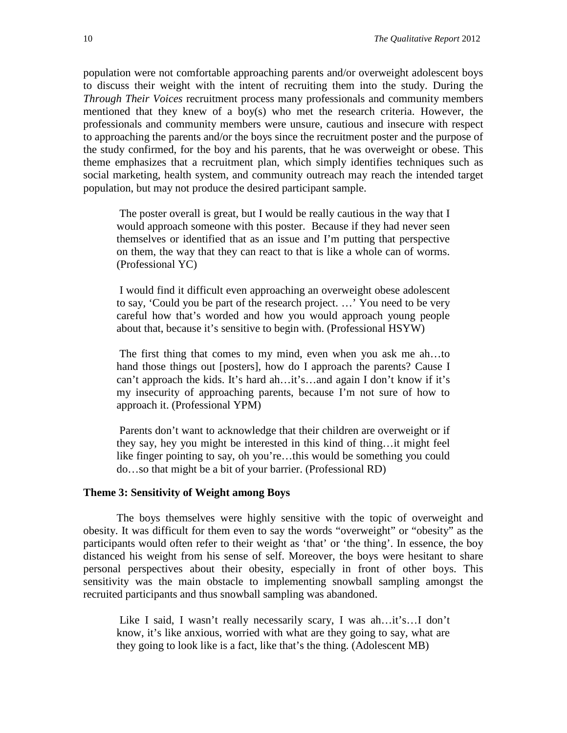population were not comfortable approaching parents and/or overweight adolescent boys to discuss their weight with the intent of recruiting them into the study. During the *Through Their Voices* recruitment process many professionals and community members mentioned that they knew of a boy(s) who met the research criteria. However, the professionals and community members were unsure, cautious and insecure with respect to approaching the parents and/or the boys since the recruitment poster and the purpose of the study confirmed, for the boy and his parents, that he was overweight or obese. This theme emphasizes that a recruitment plan, which simply identifies techniques such as social marketing, health system, and community outreach may reach the intended target population, but may not produce the desired participant sample.

> The poster overall is great, but I would be really cautious in the way that I would approach someone with this poster. Because if they had never seen themselves or identified that as an issue and I'm putting that perspective on them, the way that they can react to that is like a whole can of worms. (Professional YC)

> I would find it difficult even approaching an overweight obese adolescent to say, 'Could you be part of the research project. …' You need to be very careful how that's worded and how you would approach young people about that, because it's sensitive to begin with. (Professional HSYW)

> The first thing that comes to my mind, even when you ask me ah…to hand those things out [posters], how do I approach the parents? Cause I can't approach the kids. It's hard ah…it's…and again I don't know if it's my insecurity of approaching parents, because I'm not sure of how to approach it. (Professional YPM)

> Parents don't want to acknowledge that their children are overweight or if they say, hey you might be interested in this kind of thing…it might feel like finger pointing to say, oh you're…this would be something you could do…so that might be a bit of your barrier. (Professional RD)

### Theme 3: Sensitivity of Weight among Boys

The boys themselves were highly sensitive with the topic of overweight and obesity. It was difficult for them even to say the words "overweight" or "obesity" as the participants would often refer to their weight as 'that' or 'the thing'. In essence, the boy distanced his weight from his sense of self. Moreover, the boys were hesitant to share personal perspectives about their obesity, especially in front of other boys. This sensitivity was the main obstacle to implementing snowball sampling amongst the recruited participants and thus snowball sampling was abandoned.

> Like I said, I wasn't really necessarily scary, I was ah…it's…I don't know, it's like anxious, worried with what are they going to say, what are they going to look like is a fact, like that's the thing. (Adolescent MB)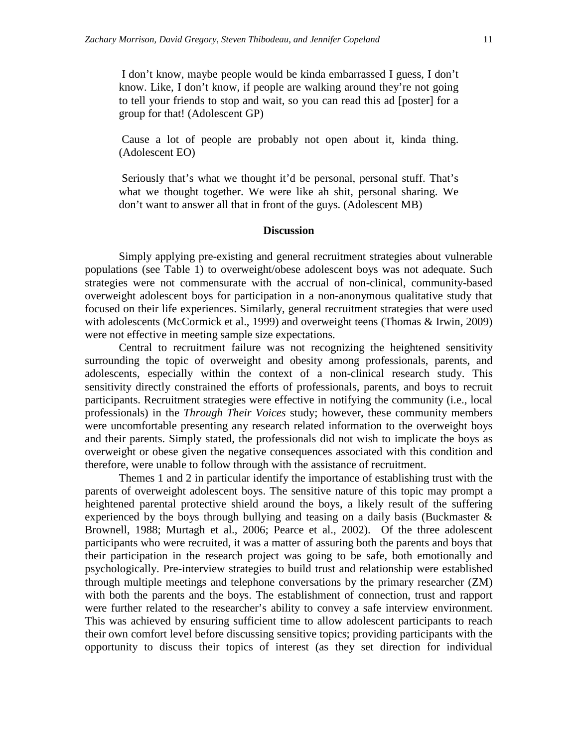> I don't know, maybe people would be kinda embarrassed I guess, I don't know. Like, I don't know, if people are walking around they're not going to tell your friends to stop and wait, so you can read this ad [poster] for a group for that! (Adolescent GP)

> Cause a lot of people are probably not open about it, kinda thing. (Adolescent EO)

> Seriously that's what we thought it'd be personal, personal stuff. That's what we thought together. We were like ah shit, personal sharing. We don't want to answer all that in front of the guys. (Adolescent MB)

## Discussion

Simply applying pre-existing and general recruitment strategies about vulnerable populations (see Table 1) to overweight/obese adolescent boys was not adequate. Such strategies were not commensurate with the accrual of non-clinical, community-based overweight adolescent boys for participation in a non-anonymous qualitative study that focused on their life experiences. Similarly, general recruitment strategies that were used with adolescents (McCormick et al., 1999) and overweight teens (Thomas & Irwin, 2009) were not effective in meeting sample size expectations.

Central to recruitment failure was not recognizing the heightened sensitivity surrounding the topic of overweight and obesity among professionals, parents, and adolescents, especially within the context of a non-clinical research study. This sensitivity directly constrained the efforts of professionals, parents, and boys to recruit participants. Recruitment strategies were effective in notifying the community (i.e., local professionals) in the *Through Their Voices* study; however, these community members were uncomfortable presenting any research related information to the overweight boys and their parents. Simply stated, the professionals did not wish to implicate the boys as overweight or obese given the negative consequences associated with this condition and therefore, were unable to follow through with the assistance of recruitment.

Themes 1 and 2 in particular identify the importance of establishing trust with the parents of overweight adolescent boys. The sensitive nature of this topic may prompt a heightened parental protective shield around the boys, a likely result of the suffering experienced by the boys through bullying and teasing on a daily basis (Buckmaster & Brownell, 1988; Murtagh et al., 2006; Pearce et al., 2002). Of the three adolescent participants who were recruited, it was a matter of assuring both the parents and boys that their participation in the research project was going to be safe, both emotionally and psychologically. Pre-interview strategies to build trust and relationship were established through multiple meetings and telephone conversations by the primary researcher (ZM) with both the parents and the boys. The establishment of connection, trust and rapport were further related to the researcher's ability to convey a safe interview environment. This was achieved by ensuring sufficient time to allow adolescent participants to reach their own comfort level before discussing sensitive topics; providing participants with the opportunity to discuss their topics of interest (as they set direction for individual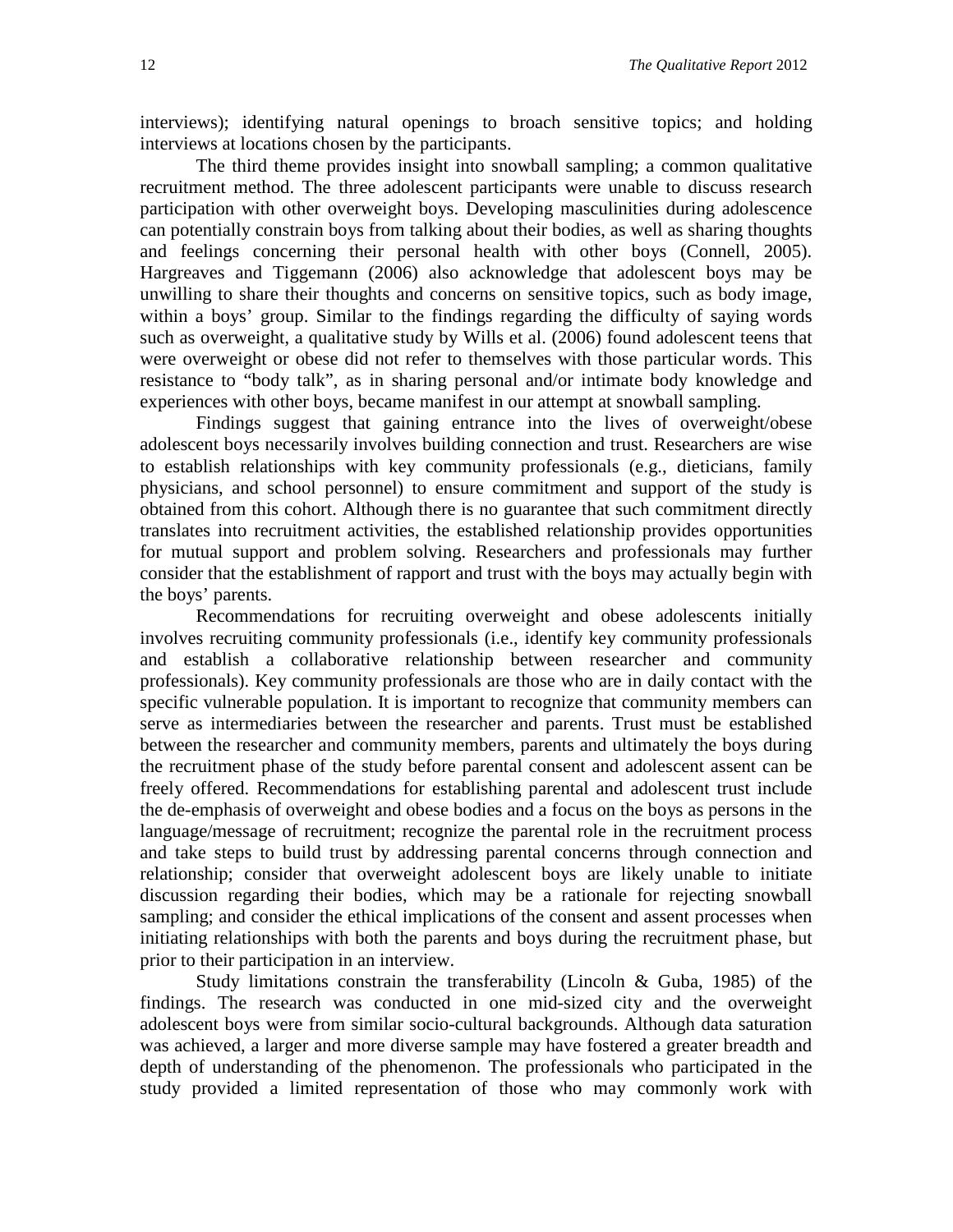interviews); identifying natural openings to broach sensitive topics; and holding interviews at locations chosen by the participants.

The third theme provides insight into snowball sampling; a common qualitative recruitment method. The three adolescent participants were unable to discuss research participation with other overweight boys. Developing masculinities during adolescence can potentially constrain boys from talking about their bodies, as well as sharing thoughts and feelings concerning their personal health with other boys (Connell, 2005). Hargreaves and Tiggemann (2006) also acknowledge that adolescent boys may be unwilling to share their thoughts and concerns on sensitive topics, such as body image, within a boys' group. Similar to the findings regarding the difficulty of saying words such as overweight, a qualitative study by Wills et al. (2006) found adolescent teens that were overweight or obese did not refer to themselves with those particular words. This resistance to "body talk", as in sharing personal and/or intimate body knowledge and experiences with other boys, became manifest in our attempt at snowball sampling.

Findings suggest that gaining entrance into the lives of overweight/obese adolescent boys necessarily involves building connection and trust. Researchers are wise to establish relationships with key community professionals (e.g., dieticians, family physicians, and school personnel) to ensure commitment and support of the study is obtained from this cohort. Although there is no guarantee that such commitment directly translates into recruitment activities, the established relationship provides opportunities for mutual support and problem solving. Researchers and professionals may further consider that the establishment of rapport and trust with the boys may actually begin with the boys' parents.

Recommendations for recruiting overweight and obese adolescents initially involves recruiting community professionals (i.e., identify key community professionals and establish a collaborative relationship between researcher and community professionals). Key community professionals are those who are in daily contact with the specific vulnerable population. It is important to recognize that community members can serve as intermediaries between the researcher and parents. Trust must be established between the researcher and community members, parents and ultimately the boys during the recruitment phase of the study before parental consent and adolescent assent can be freely offered. Recommendations for establishing parental and adolescent trust include the de-emphasis of overweight and obese bodies and a focus on the boys as persons in the language/message of recruitment; recognize the parental role in the recruitment process and take steps to build trust by addressing parental concerns through connection and relationship; consider that overweight adolescent boys are likely unable to initiate discussion regarding their bodies, which may be a rationale for rejecting snowball sampling; and consider the ethical implications of the consent and assent processes when initiating relationships with both the parents and boys during the recruitment phase, but prior to their participation in an interview.

Study limitations constrain the transferability (Lincoln & Guba, 1985) of the findings. The research was conducted in one mid-sized city and the overweight adolescent boys were from similar socio-cultural backgrounds. Although data saturation was achieved, a larger and more diverse sample may have fostered a greater breadth and depth of understanding of the phenomenon. The professionals who participated in the study provided a limited representation of those who may commonly work with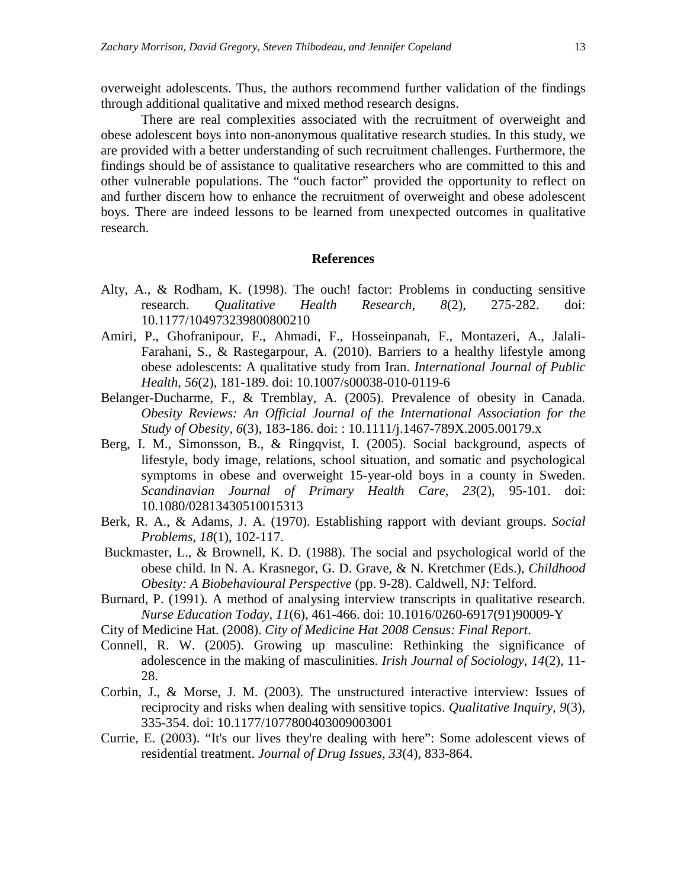overweight adolescents. Thus, the authors recommend further validation of the findings through additional qualitative and mixed method research designs.

There are real complexities associated with the recruitment of overweight and obese adolescent boys into non-anonymous qualitative research studies. In this study, we are provided with a better understanding of such recruitment challenges. Furthermore, the findings should be of assistance to qualitative researchers who are committed to this and other vulnerable populations. The "ouch factor" provided the opportunity to reflect on and further discern how to enhance the recruitment of overweight and obese adolescent boys. There are indeed lessons to be learned from unexpected outcomes in qualitative research.

## References

Alty, A., & Rodham, K. (1998). The ouch! factor: Problems in conducting sensitive research. *Qualitative Health Research, 8*(2), 275-282. doi: 10.1177/104973239800800210

Amiri, P., Ghofranipour, F., Ahmadi, F., Hosseinpanah, F., Montazeri, A., Jalali-Farahani, S., & Rastegarpour, A. (2010). Barriers to a healthy lifestyle among obese adolescents: A qualitative study from Iran. *International Journal of Public Health*, *56*(2), 181-189. doi: 10.1007/s00038-010-0119-6

Belanger-Ducharme, F., & Tremblay, A. (2005). Prevalence of obesity in Canada. *Obesity Reviews: An Official Journal of the International Association for the Study of Obesity, 6*(3), 183-186. doi: : 10.1111/j.1467-789X.2005.00179.x

Berg, I. M., Simonsson, B., & Ringqvist, I. (2005). Social background, aspects of lifestyle, body image, relations, school situation, and somatic and psychological symptoms in obese and overweight 15-year-old boys in a county in Sweden. *Scandinavian Journal of Primary Health Care, 23*(2), 95-101. doi: 10.1080/02813430510015313

Berk, R. A., & Adams, J. A. (1970). Establishing rapport with deviant groups. *Social Problems, 18*(1), 102-117.

Buckmaster, L., & Brownell, K. D. (1988). The social and psychological world of the obese child. In N. A. Krasnegor, G. D. Grave, & N. Kretchmer (Eds.), *Childhood Obesity: A Biobehavioural Perspective* (pp. 9-28). Caldwell, NJ: Telford.

Burnard, P. (1991). A method of analysing interview transcripts in qualitative research. *Nurse Education Today*, *11*(6), 461-466. doi: 10.1016/0260-6917(91)90009-Y

City of Medicine Hat. (2008). *City of Medicine Hat 2008 Census: Final Report*.

Connell, R. W. (2005). Growing up masculine: Rethinking the significance of adolescence in the making of masculinities. *Irish Journal of Sociology, 14*(2), 11-28.

Corbin, J., & Morse, J. M. (2003). The unstructured interactive interview: Issues of reciprocity and risks when dealing with sensitive topics. *Qualitative Inquiry*, *9*(3), 335-354. doi: 10.1177/1077800403009003001

Currie, E. (2003). "It's our lives they're dealing with here": Some adolescent views of residential treatment. *Journal of Drug Issues, 33*(4), 833-864.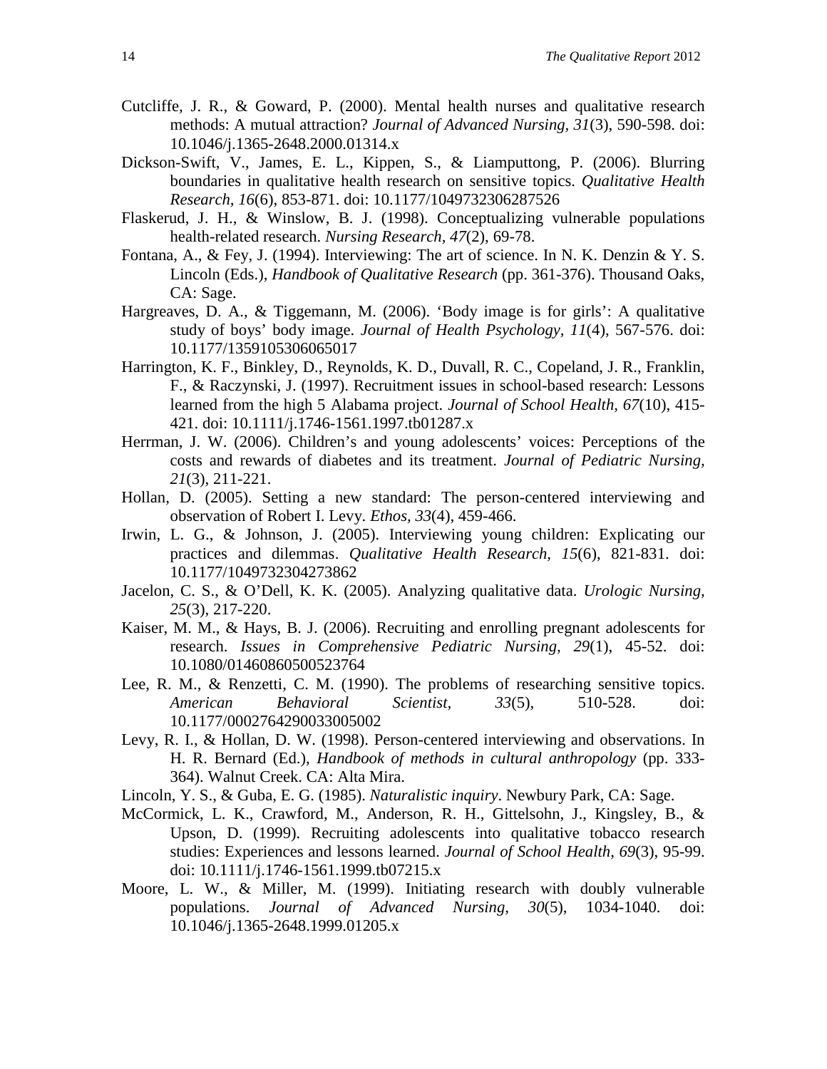Cutcliffe, J. R., & Goward, P. (2000). Mental health nurses and qualitative research methods: A mutual attraction? *Journal of Advanced Nursing, 31*(3), 590-598. doi: 10.1046/j.1365-2648.2000.01314.x

Dickson-Swift, V., James, E. L., Kippen, S., & Liamputtong, P. (2006). Blurring boundaries in qualitative health research on sensitive topics. *Qualitative Health Research, 16*(6), 853-871. doi: 10.1177/1049732306287526

Flaskerud, J. H., & Winslow, B. J. (1998). Conceptualizing vulnerable populations health-related research. *Nursing Research, 47*(2), 69-78.

Fontana, A., & Fey, J. (1994). Interviewing: The art of science. In N. K. Denzin & Y. S. Lincoln (Eds.), *Handbook of Qualitative Research* (pp. 361-376). Thousand Oaks, CA: Sage.

Hargreaves, D. A., & Tiggemann, M. (2006). 'Body image is for girls': A qualitative study of boys' body image. *Journal of Health Psychology, 11*(4), 567-576. doi: 10.1177/1359105306065017

Harrington, K. F., Binkley, D., Reynolds, K. D., Duvall, R. C., Copeland, J. R., Franklin, F., & Raczynski, J. (1997). Recruitment issues in school-based research: Lessons learned from the high 5 Alabama project. *Journal of School Health, 67*(10), 415-421. doi: 10.1111/j.1746-1561.1997.tb01287.x

Herrman, J. W. (2006). Children's and young adolescents' voices: Perceptions of the costs and rewards of diabetes and its treatment. *Journal of Pediatric Nursing, 21*(3), 211-221.

Hollan, D. (2005). Setting a new standard: The person-centered interviewing and observation of Robert I. Levy. *Ethos, 33*(4), 459-466.

Irwin, L. G., & Johnson, J. (2005). Interviewing young children: Explicating our practices and dilemmas. *Qualitative Health Research, 15*(6), 821-831. doi: 10.1177/1049732304273862

Jacelon, C. S., & O'Dell, K. K. (2005). Analyzing qualitative data. *Urologic Nursing, 25*(3), 217-220.

Kaiser, M. M., & Hays, B. J. (2006). Recruiting and enrolling pregnant adolescents for research. *Issues in Comprehensive Pediatric Nursing, 29*(1), 45-52. doi: 10.1080/01460860500523764

Lee, R. M., & Renzetti, C. M. (1990). The problems of researching sensitive topics. *American Behavioral Scientist, 33*(5), 510-528. doi: 10.1177/0002764290033005002

Levy, R. I., & Hollan, D. W. (1998). Person-centered interviewing and observations. In H. R. Bernard (Ed.), *Handbook of methods in cultural anthropology* (pp. 333-364). Walnut Creek. CA: Alta Mira.

Lincoln, Y. S., & Guba, E. G. (1985). *Naturalistic inquiry*. Newbury Park, CA: Sage.

McCormick, L. K., Crawford, M., Anderson, R. H., Gittelsohn, J., Kingsley, B., & Upson, D. (1999). Recruiting adolescents into qualitative tobacco research studies: Experiences and lessons learned. *Journal of School Health, 69*(3), 95-99. doi: 10.1111/j.1746-1561.1999.tb07215.x

Moore, L. W., & Miller, M. (1999). Initiating research with doubly vulnerable populations. *Journal of Advanced Nursing, 30*(5), 1034-1040. doi: 10.1046/j.1365-2648.1999.01205.x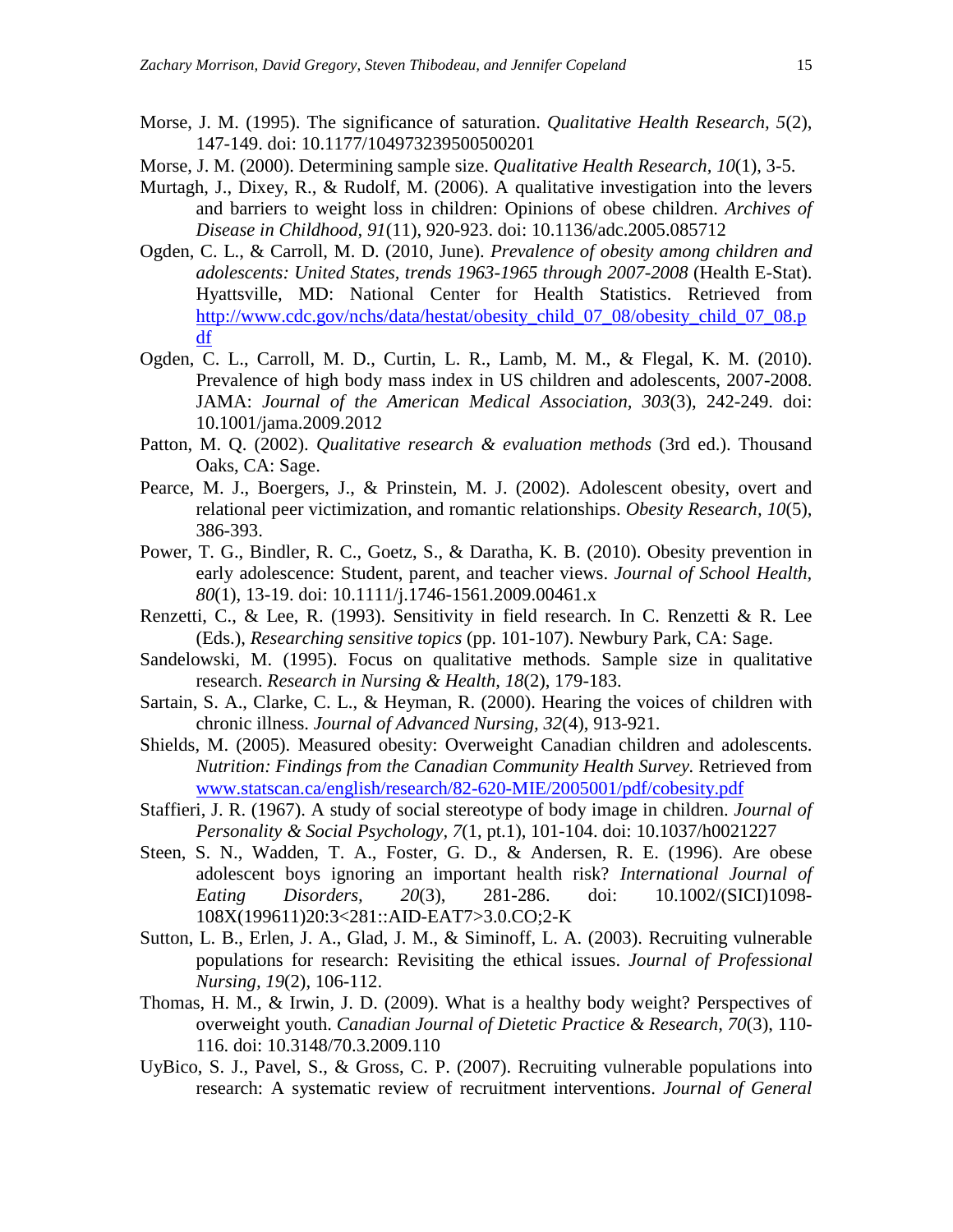Morse, J. M. (1995). The significance of saturation. *Qualitative Health Research, 5*(2), 147-149. doi: 10.1177/104973239500500201

Morse, J. M. (2000). Determining sample size. *Qualitative Health Research, 10*(1), 3-5.

Murtagh, J., Dixey, R., & Rudolf, M. (2006). A qualitative investigation into the levers and barriers to weight loss in children: Opinions of obese children. *Archives of Disease in Childhood, 91*(11), 920-923. doi: 10.1136/adc.2005.085712

Ogden, C. L., & Carroll, M. D. (2010, June). *Prevalence of obesity among children and adolescents: United States, trends 1963-1965 through 2007-2008* (Health E-Stat). Hyattsville, MD: National Center for Health Statistics. Retrieved from [http://www.cdc.gov/nchs/data/hestat/obesity_child_07_08/obesity_child_07_08.pdf](http://www.cdc.gov/nchs/data/hestat/obesity_child_07_08/obesity_child_07_08.pdf)

Ogden, C. L., Carroll, M. D., Curtin, L. R., Lamb, M. M., & Flegal, K. M. (2010). Prevalence of high body mass index in US children and adolescents, 2007-2008. JAMA: *Journal of the American Medical Association*, *303*(3), 242-249. doi: 10.1001/jama.2009.2012

Patton, M. Q. (2002). *Qualitative research & evaluation methods* (3rd ed.). Thousand Oaks, CA: Sage.

Pearce, M. J., Boergers, J., & Prinstein, M. J. (2002). Adolescent obesity, overt and relational peer victimization, and romantic relationships. *Obesity Research, 10*(5), 386-393.

Power, T. G., Bindler, R. C., Goetz, S., & Daratha, K. B. (2010). Obesity prevention in early adolescence: Student, parent, and teacher views. *Journal of School Health, 80*(1), 13-19. doi: 10.1111/j.1746-1561.2009.00461.x

Renzetti, C., & Lee, R. (1993). Sensitivity in field research. In C. Renzetti & R. Lee (Eds.), *Researching sensitive topics* (pp. 101-107). Newbury Park, CA: Sage.

Sandelowski, M. (1995). Focus on qualitative methods. Sample size in qualitative research. *Research in Nursing & Health, 18*(2), 179-183.

Sartain, S. A., Clarke, C. L., & Heyman, R. (2000). Hearing the voices of children with chronic illness. *Journal of Advanced Nursing, 32*(4), 913-921.

Shields, M. (2005). Measured obesity: Overweight Canadian children and adolescents. *Nutrition: Findings from the Canadian Community Health Survey.* Retrieved from [www.statscan.ca/english/research/82-620-MIE/2005001/pdf/cobesity.pdf](www.statscan.ca/english/research/82-620-MIE/2005001/pdf/cobesity.pdf)

Staffieri, J. R. (1967). A study of social stereotype of body image in children. *Journal of Personality & Social Psychology, 7*(1, pt.1), 101-104. doi: 10.1037/h0021227

Steen, S. N., Wadden, T. A., Foster, G. D., & Andersen, R. E. (1996). Are obese adolescent boys ignoring an important health risk? *International Journal of Eating Disorders, 20*(3), 281-286. doi: 10.1002/(SICI)1098-108X(199611)20:3<281::AID-EAT7>3.0.CO;2-K

Sutton, L. B., Erlen, J. A., Glad, J. M., & Siminoff, L. A. (2003). Recruiting vulnerable populations for research: Revisiting the ethical issues. *Journal of Professional Nursing, 19*(2), 106-112.

Thomas, H. M., & Irwin, J. D. (2009). What is a healthy body weight? Perspectives of overweight youth. *Canadian Journal of Dietetic Practice & Research, 70*(3), 110-116. doi: 10.3148/70.3.2009.110

UyBico, S. J., Pavel, S., & Gross, C. P. (2007). Recruiting vulnerable populations into research: A systematic review of recruitment interventions. *Journal of General*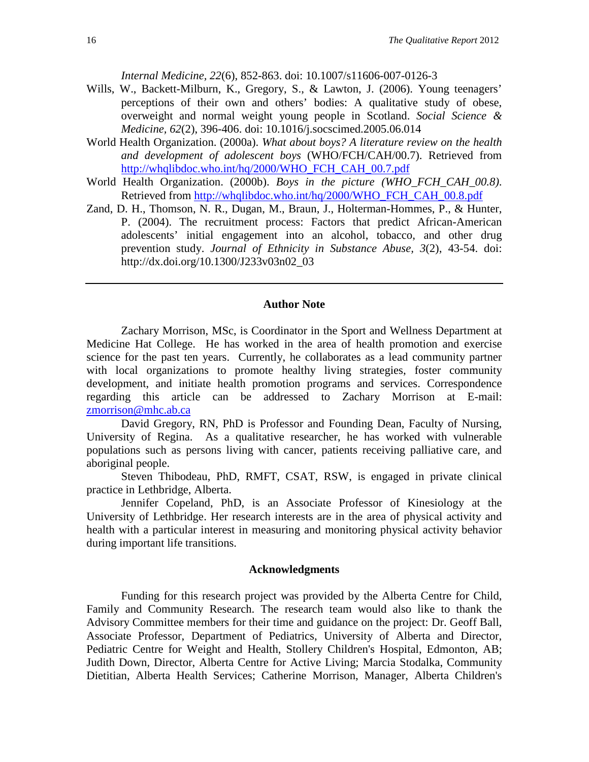*Internal Medicine, 22*(6), 852-863. doi: 10.1007/s11606-007-0126-3

Wills, W., Backett-Milburn, K., Gregory, S., & Lawton, J. (2006). Young teenagers' perceptions of their own and others' bodies: A qualitative study of obese, overweight and normal weight young people in Scotland. *Social Science & Medicine, 62*(2), 396-406. doi: 10.1016/j.socscimed.2005.06.014

World Health Organization. (2000a). *What about boys? A literature review on the health and development of adolescent boys* (WHO/FCH/CAH/00.7). Retrieved from http://whqlibdoc.who.int/hq/2000/WHO_FCH_CAH_00.7.pdf

World Health Organization. (2000b). *Boys in the picture (WHO_FCH_CAH_00.8)*. Retrieved from http://whqlibdoc.who.int/hq/2000/WHO_FCH_CAH_00.8.pdf

Zand, D. H., Thomson, N. R., Dugan, M., Braun, J., Holterman-Hommes, P., & Hunter, P. (2004). The recruitment process: Factors that predict African-American adolescents' initial engagement into an alcohol, tobacco, and other drug prevention study. *Journal of Ethnicity in Substance Abuse, 3*(2), 43-54. doi: http://dx.doi.org/10.1300/J233v03n02_03

---

## Author Note

Zachary Morrison, MSc, is Coordinator in the Sport and Wellness Department at Medicine Hat College. He has worked in the area of health promotion and exercise science for the past ten years. Currently, he collaborates as a lead community partner with local organizations to promote healthy living strategies, foster community development, and initiate health promotion programs and services. Correspondence regarding this article can be addressed to Zachary Morrison at E-mail: zmorrison@mhc.ab.ca

David Gregory, RN, PhD is Professor and Founding Dean, Faculty of Nursing, University of Regina. As a qualitative researcher, he has worked with vulnerable populations such as persons living with cancer, patients receiving palliative care, and aboriginal people.

Steven Thibodeau, PhD, RMFT, CSAT, RSW, is engaged in private clinical practice in Lethbridge, Alberta.

Jennifer Copeland, PhD, is an Associate Professor of Kinesiology at the University of Lethbridge. Her research interests are in the area of physical activity and health with a particular interest in measuring and monitoring physical activity behavior during important life transitions.

## Acknowledgments

Funding for this research project was provided by the Alberta Centre for Child, Family and Community Research. The research team would also like to thank the Advisory Committee members for their time and guidance on the project: Dr. Geoff Ball, Associate Professor, Department of Pediatrics, University of Alberta and Director, Pediatric Centre for Weight and Health, Stollery Children's Hospital, Edmonton, AB; Judith Down, Director, Alberta Centre for Active Living; Marcia Stodalka, Community Dietitian, Alberta Health Services; Catherine Morrison, Manager, Alberta Children's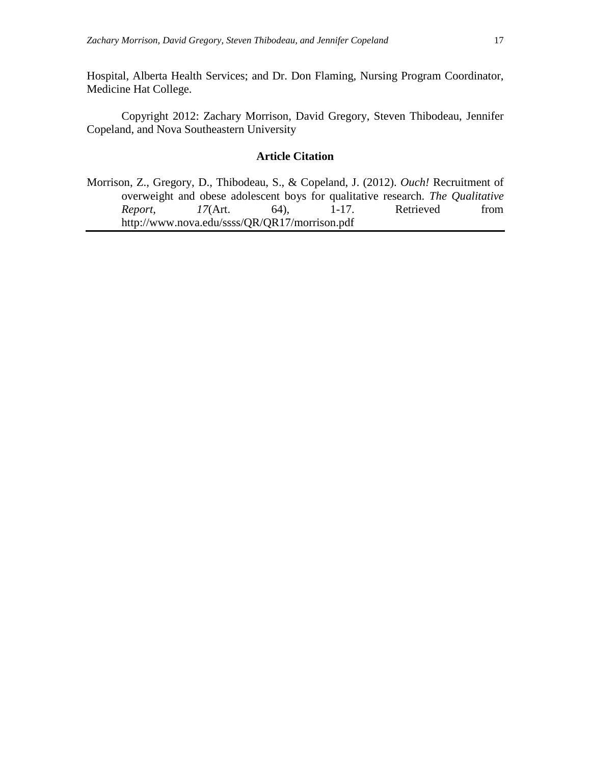Hospital, Alberta Health Services; and Dr. Don Flaming, Nursing Program Coordinator, Medicine Hat College.

Copyright 2012: Zachary Morrison, David Gregory, Steven Thibodeau, Jennifer Copeland, and Nova Southeastern University

## Article Citation

Morrison, Z., Gregory, D., Thibodeau, S., & Copeland, J. (2012). *Ouch!* Recruitment of overweight and obese adolescent boys for qualitative research. *The Qualitative Report*, *17*(Art. 64), 1-17. Retrieved from http://www.nova.edu/ssss/QR/QR17/morrison.pdf